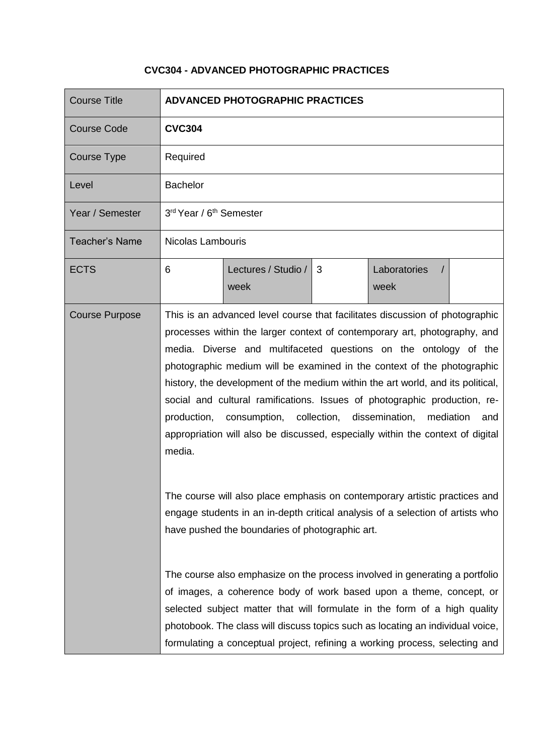# CVC304 - ADVANCED PHOTOGRAPHIC PRACTICES

| Course Title | **ADVANCED PHOTOGRAPHIC PRACTICES** | | | | |
|---|---|---|---|---|---|
| Course Code | **CVC304** | | | | |
| Course Type | Required | | | | |
| Level | Bachelor | | | | |
| Year / Semester | 3rd Year / 6th Semester | | | | |
| Teacher's Name | Nicolas Lambouris | | | | |
| ECTS | 6 | Lectures / Studio / week | 3 | Laboratories / week | |
| Course Purpose | This is an advanced level course that facilitates discussion of photographic processes within the larger context of contemporary art, photography, and media. Diverse and multifaceted questions on the ontology of the photographic medium will be examined in the context of the photographic history, the development of the medium within the art world, and its political, social and cultural ramifications. Issues of photographic production, re-production, consumption, collection, dissemination, mediation and appropriation will also be discussed, especially within the context of digital media.<br><br>The course will also place emphasis on contemporary artistic practices and engage students in an in-depth critical analysis of a selection of artists who have pushed the boundaries of photographic art.<br><br>The course also emphasize on the process involved in generating a portfolio of images, a coherence body of work based upon a theme, concept, or selected subject matter that will formulate in the form of a high quality photobook. The class will discuss topics such as locating an individual voice, formulating a conceptual project, refining a working process, selecting and | | | | | |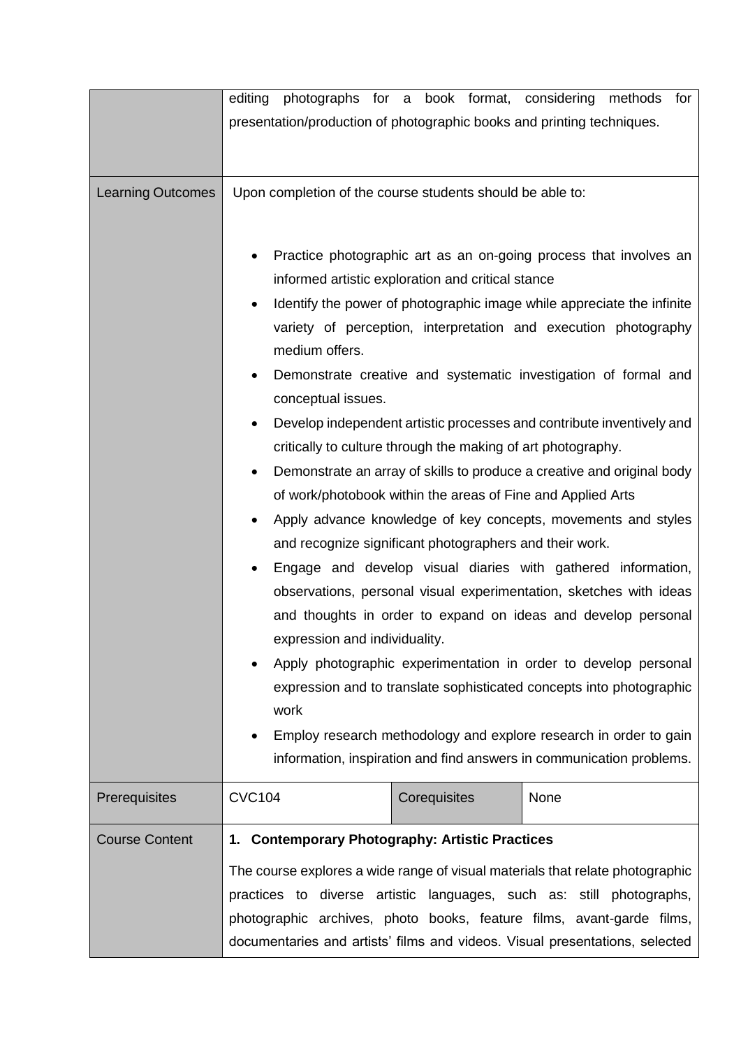| | | | |
|---|---|---|---|
| | editing photographs for a book format, considering methods for presentation/production of photographic books and printing techniques. | | |
| Learning Outcomes | Upon completion of the course students should be able to:<br><br>• Practice photographic art as an on-going process that involves an informed artistic exploration and critical stance<br>• Identify the power of photographic image while appreciate the infinite variety of perception, interpretation and execution photography medium offers.<br>• Demonstrate creative and systematic investigation of formal and conceptual issues.<br>• Develop independent artistic processes and contribute inventively and critically to culture through the making of art photography.<br>• Demonstrate an array of skills to produce a creative and original body of work/photobook within the areas of Fine and Applied Arts<br>• Apply advance knowledge of key concepts, movements and styles and recognize significant photographers and their work.<br>• Engage and develop visual diaries with gathered information, observations, personal visual experimentation, sketches with ideas and thoughts in order to expand on ideas and develop personal expression and individuality.<br>• Apply photographic experimentation in order to develop personal expression and to translate sophisticated concepts into photographic work<br>• Employ research methodology and explore research in order to gain information, inspiration and find answers in communication problems. | | |
| Prerequisites | CVC104 | Corequisites | None |
| Course Content | **1. Contemporary Photography: Artistic Practices**<br><br>The course explores a wide range of visual materials that relate photographic practices to diverse artistic languages, such as: still photographs, photographic archives, photo books, feature films, avant-garde films, documentaries and artists' films and videos. Visual presentations, selected | | |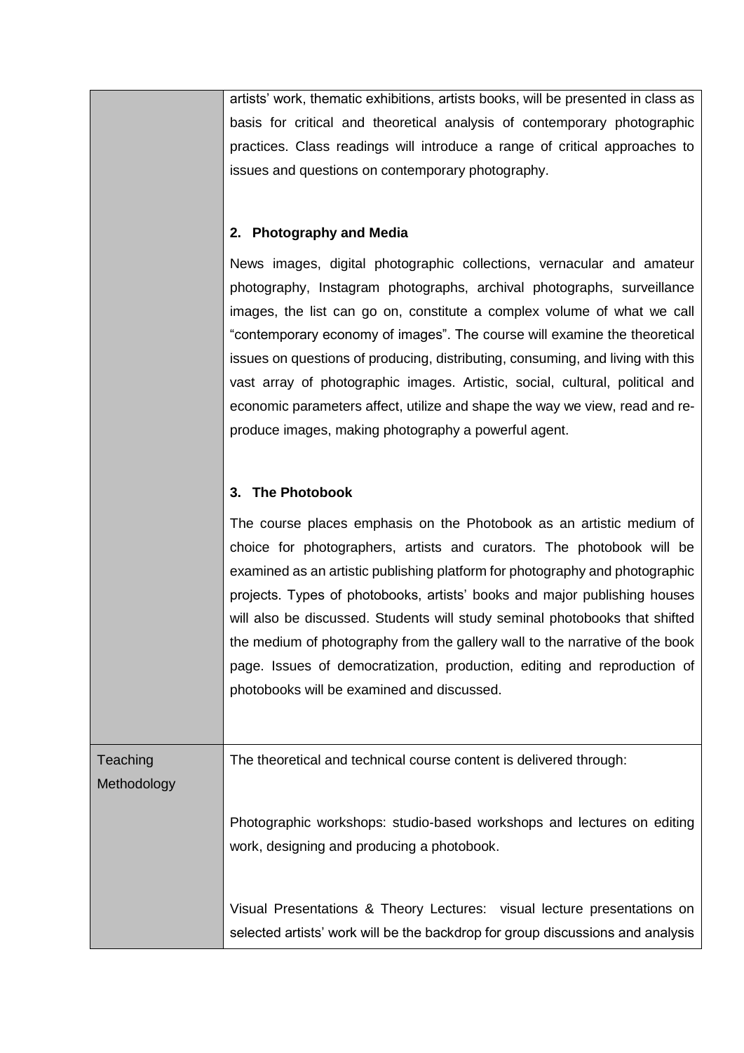| | |
|---|---|
| | artists' work, thematic exhibitions, artists books, will be presented in class as basis for critical and theoretical analysis of contemporary photographic practices. Class readings will introduce a range of critical approaches to issues and questions on contemporary photography.<br><br>**2. Photography and Media**<br><br>News images, digital photographic collections, vernacular and amateur photography, Instagram photographs, archival photographs, surveillance images, the list can go on, constitute a complex volume of what we call "contemporary economy of images". The course will examine the theoretical issues on questions of producing, distributing, consuming, and living with this vast array of photographic images. Artistic, social, cultural, political and economic parameters affect, utilize and shape the way we view, read and re-produce images, making photography a powerful agent.<br><br>**3. The Photobook**<br><br>The course places emphasis on the Photobook as an artistic medium of choice for photographers, artists and curators. The photobook will be examined as an artistic publishing platform for photography and photographic projects. Types of photobooks, artists' books and major publishing houses will also be discussed. Students will study seminal photobooks that shifted the medium of photography from the gallery wall to the narrative of the book page. Issues of democratization, production, editing and reproduction of photobooks will be examined and discussed. |
| Teaching Methodology | The theoretical and technical course content is delivered through:<br><br>Photographic workshops: studio-based workshops and lectures on editing work, designing and producing a photobook.<br><br>Visual Presentations & Theory Lectures: visual lecture presentations on selected artists' work will be the backdrop for group discussions and analysis |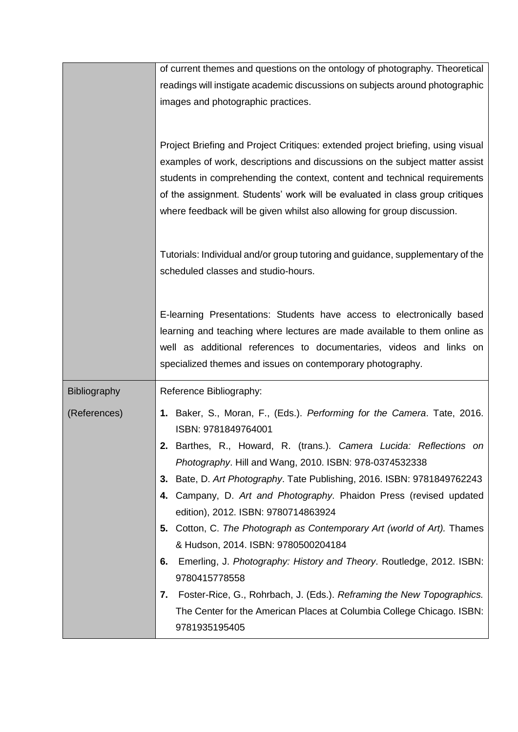| | |
|---|---|
| | of current themes and questions on the ontology of photography. Theoretical readings will instigate academic discussions on subjects around photographic images and photographic practices.<br><br>Project Briefing and Project Critiques: extended project briefing, using visual examples of work, descriptions and discussions on the subject matter assist students in comprehending the context, content and technical requirements of the assignment. Students' work will be evaluated in class group critiques where feedback will be given whilst also allowing for group discussion.<br><br>Tutorials: Individual and/or group tutoring and guidance, supplementary of the scheduled classes and studio-hours.<br><br>E-learning Presentations: Students have access to electronically based learning and teaching where lectures are made available to them online as well as additional references to documentaries, videos and links on specialized themes and issues on contemporary photography. |
| Bibliography<br><br>(References) | Reference Bibliography:<br><br>**1.** Baker, S., Moran, F., (Eds.). *Performing for the Camera*. Tate, 2016. ISBN: 9781849764001<br>**2.** Barthes, R., Howard, R. (trans.). *Camera Lucida: Reflections on Photography*. Hill and Wang, 2010. ISBN: 978-0374532338<br>**3.** Bate, D. *Art Photography*. Tate Publishing, 2016. ISBN: 9781849762243<br>**4.** Campany, D. *Art and Photography*. Phaidon Press (revised updated edition), 2012. ISBN: 9780714863924<br>**5.** Cotton, C. *The Photograph as Contemporary Art (world of Art).* Thames & Hudson, 2014. ISBN: 9780500204184<br>**6.** Emerling, J. *Photography: History and Theory*. Routledge, 2012. ISBN: 9780415778558<br>**7.** Foster-Rice, G., Rohrbach, J. (Eds.). *Reframing the New Topographics.* The Center for the American Places at Columbia College Chicago. ISBN: 9781935195405 |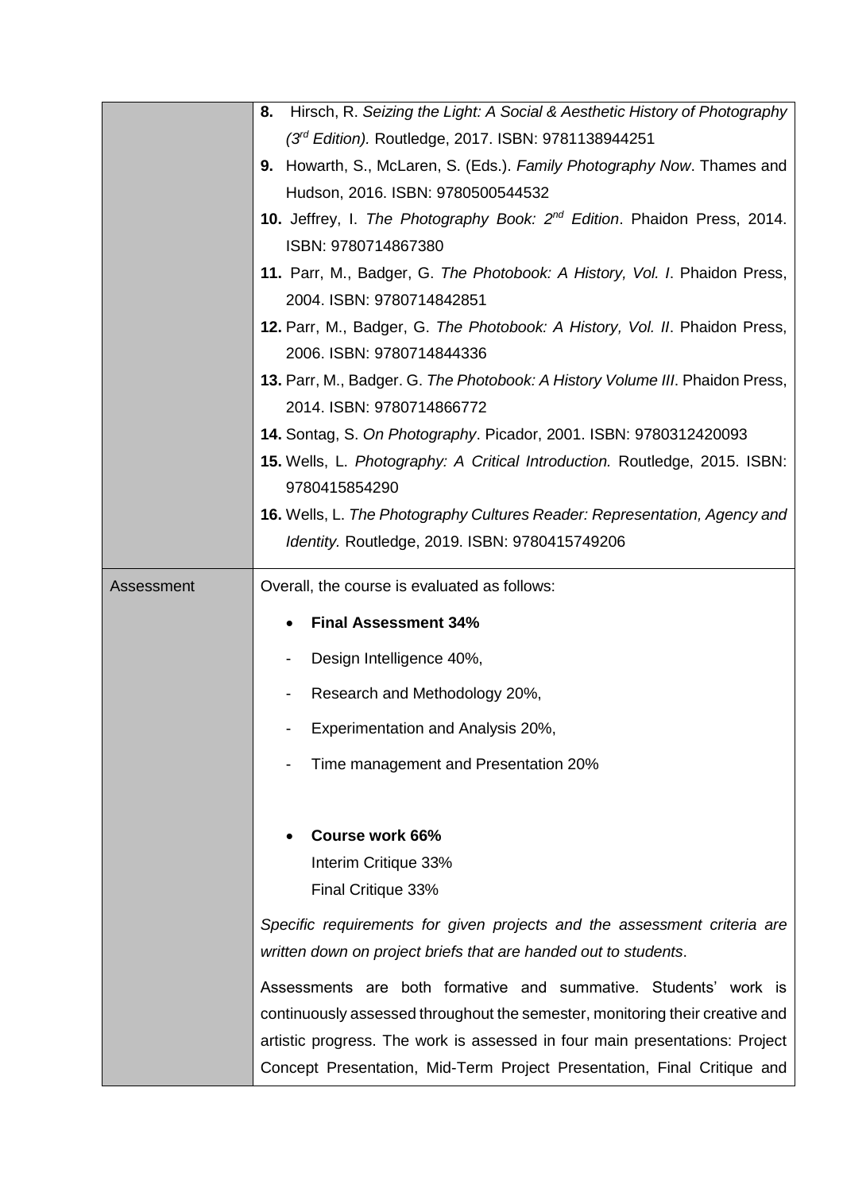| | |
|---|---|
| | **8.** Hirsch, R. *Seizing the Light: A Social & Aesthetic History of Photography (3rd Edition).* Routledge, 2017. ISBN: 9781138944251<br>**9.** Howarth, S., McLaren, S. (Eds.). *Family Photography Now*. Thames and Hudson, 2016. ISBN: 9780500544532<br>**10.** Jeffrey, I. *The Photography Book: 2nd Edition*. Phaidon Press, 2014. ISBN: 9780714867380<br>**11.** Parr, M., Badger, G. *The Photobook: A History, Vol. I*. Phaidon Press, 2004. ISBN: 9780714842851<br>**12.** Parr, M., Badger, G. *The Photobook: A History, Vol. II*. Phaidon Press, 2006. ISBN: 9780714844336<br>**13.** Parr, M., Badger. G. *The Photobook: A History Volume III*. Phaidon Press, 2014. ISBN: 9780714866772<br>**14.** Sontag, S. *On Photography*. Picador, 2001. ISBN: 9780312420093<br>**15.** Wells, L. *Photography: A Critical Introduction.* Routledge, 2015. ISBN: 9780415854290<br>**16.** Wells, L. *The Photography Cultures Reader: Representation, Agency and Identity.* Routledge, 2019. ISBN: 9780415749206 |
| Assessment | Overall, the course is evaluated as follows:<br>• **Final Assessment 34%**<br>- Design Intelligence 40%,<br>- Research and Methodology 20%,<br>- Experimentation and Analysis 20%,<br>- Time management and Presentation 20%<br><br>• **Course work 66%**<br>Interim Critique 33%<br>Final Critique 33%<br><br>*Specific requirements for given projects and the assessment criteria are written down on project briefs that are handed out to students*.<br><br>Assessments are both formative and summative. Students' work is continuously assessed throughout the semester, monitoring their creative and artistic progress. The work is assessed in four main presentations: Project Concept Presentation, Mid-Term Project Presentation, Final Critique and |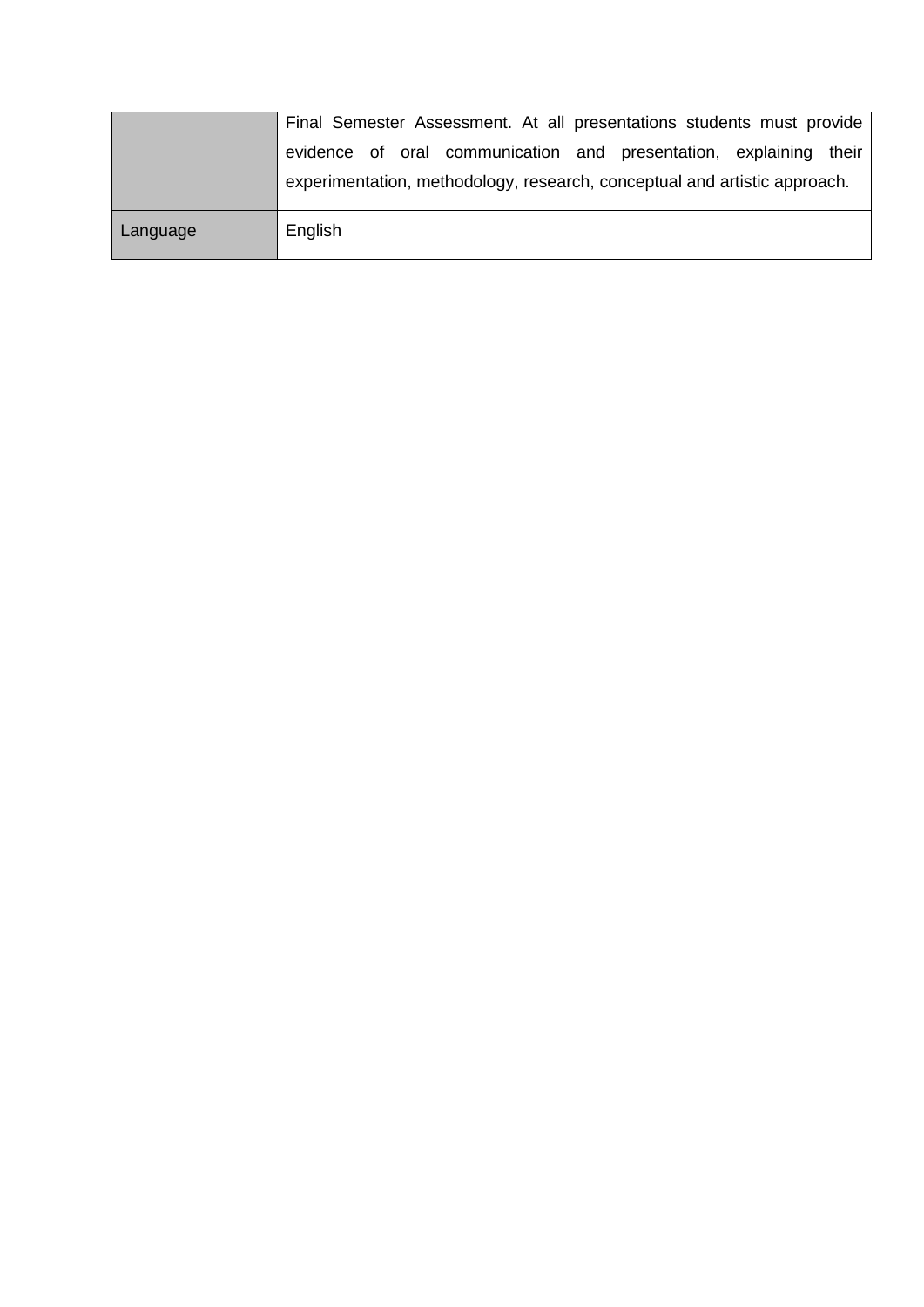| | |
|---|---|
| | Final Semester Assessment. At all presentations students must provide evidence of oral communication and presentation, explaining their experimentation, methodology, research, conceptual and artistic approach. |
| Language | English |